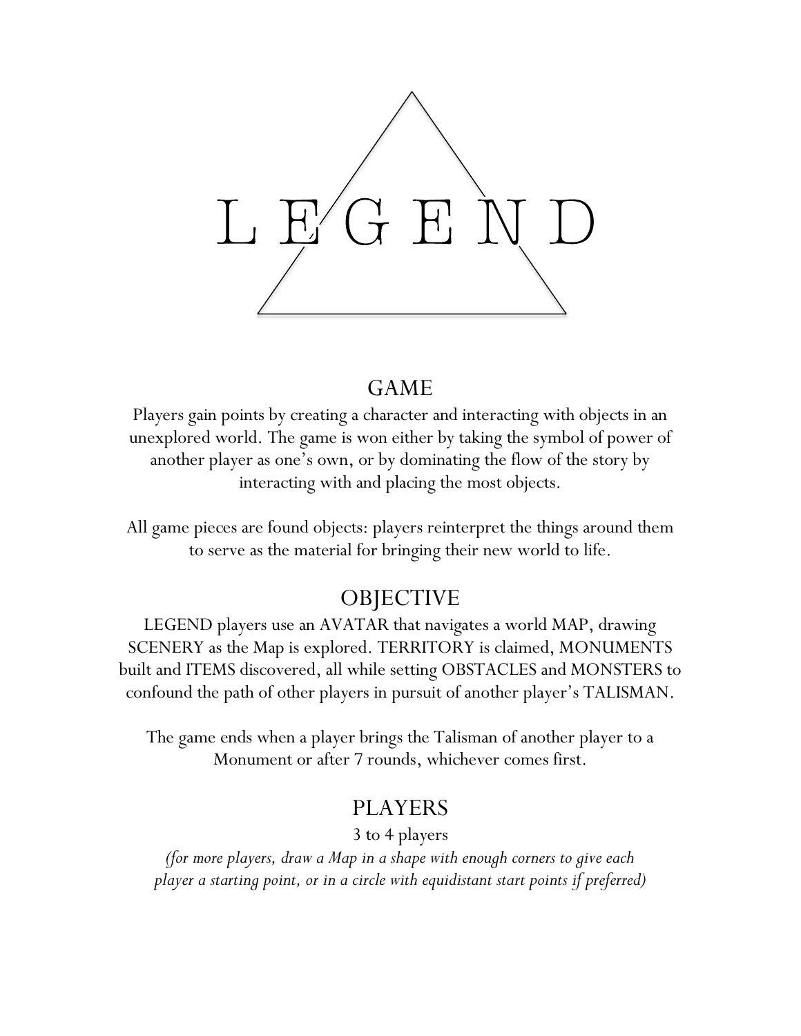# L E G E N D

## GAME

Players gain points by creating a character and interacting with objects in an unexplored world. The game is won either by taking the symbol of power of another player as one's own, or by dominating the flow of the story by interacting with and placing the most objects.

All game pieces are found objects: players reinterpret the things around them to serve as the material for bringing their new world to life.

## OBJECTIVE

LEGEND players use an AVATAR that navigates a world MAP, drawing SCENERY as the Map is explored. TERRITORY is claimed, MONUMENTS built and ITEMS discovered, all while setting OBSTACLES and MONSTERS to confound the path of other players in pursuit of another player's TALISMAN.

The game ends when a player brings the Talisman of another player to a Monument or after 7 rounds, whichever comes first.

## PLAYERS

3 to 4 players

*(for more players, draw a Map in a shape with enough corners to give each player a starting point, or in a circle with equidistant start points if preferred)*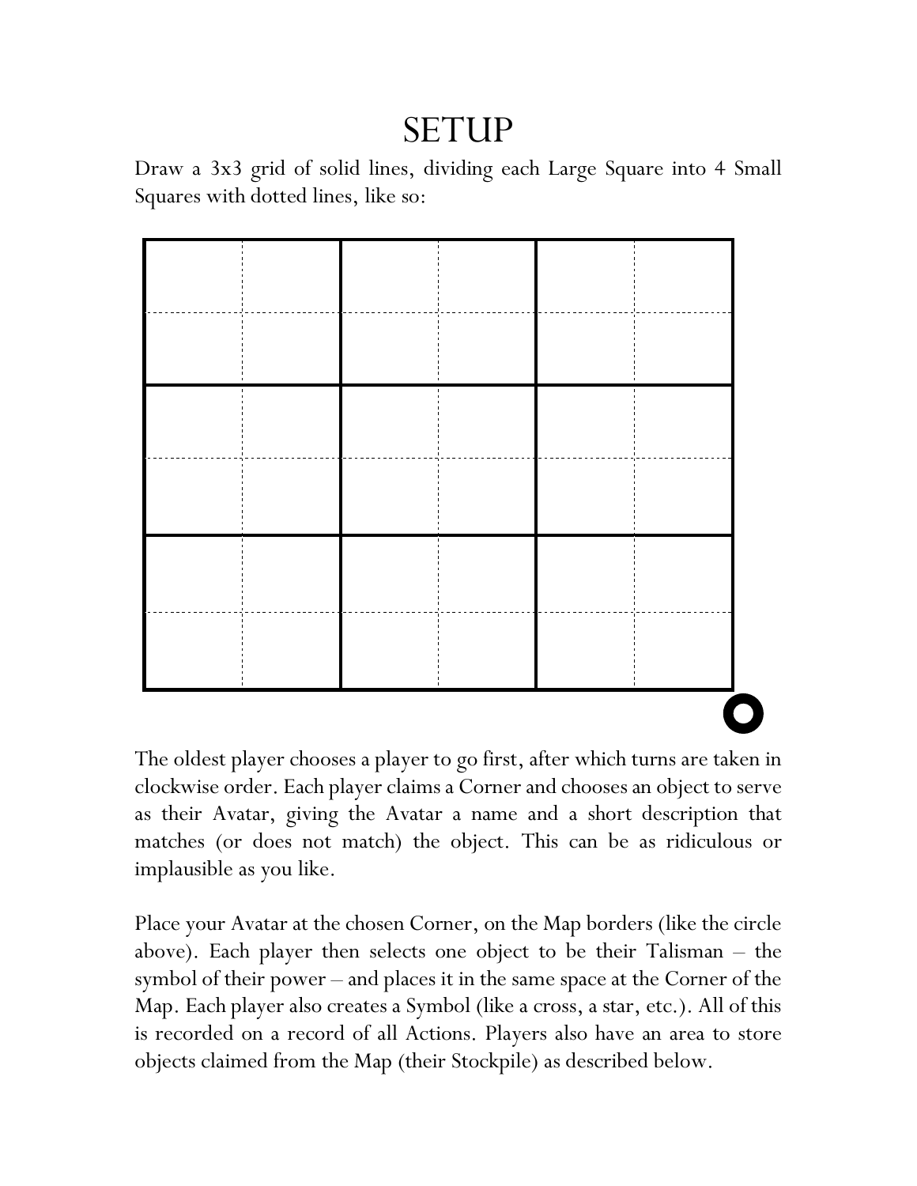# SETUP

Draw a 3x3 grid of solid lines, dividing each Large Square into 4 Small Squares with dotted lines, like so:

The oldest player chooses a player to go first, after which turns are taken in clockwise order. Each player claims a Corner and chooses an object to serve as their Avatar, giving the Avatar a name and a short description that matches (or does not match) the object. This can be as ridiculous or implausible as you like.

Place your Avatar at the chosen Corner, on the Map borders (like the circle above). Each player then selects one object to be their Talisman – the symbol of their power – and places it in the same space at the Corner of the Map. Each player also creates a Symbol (like a cross, a star, etc.). All of this is recorded on a record of all Actions. Players also have an area to store objects claimed from the Map (their Stockpile) as described below.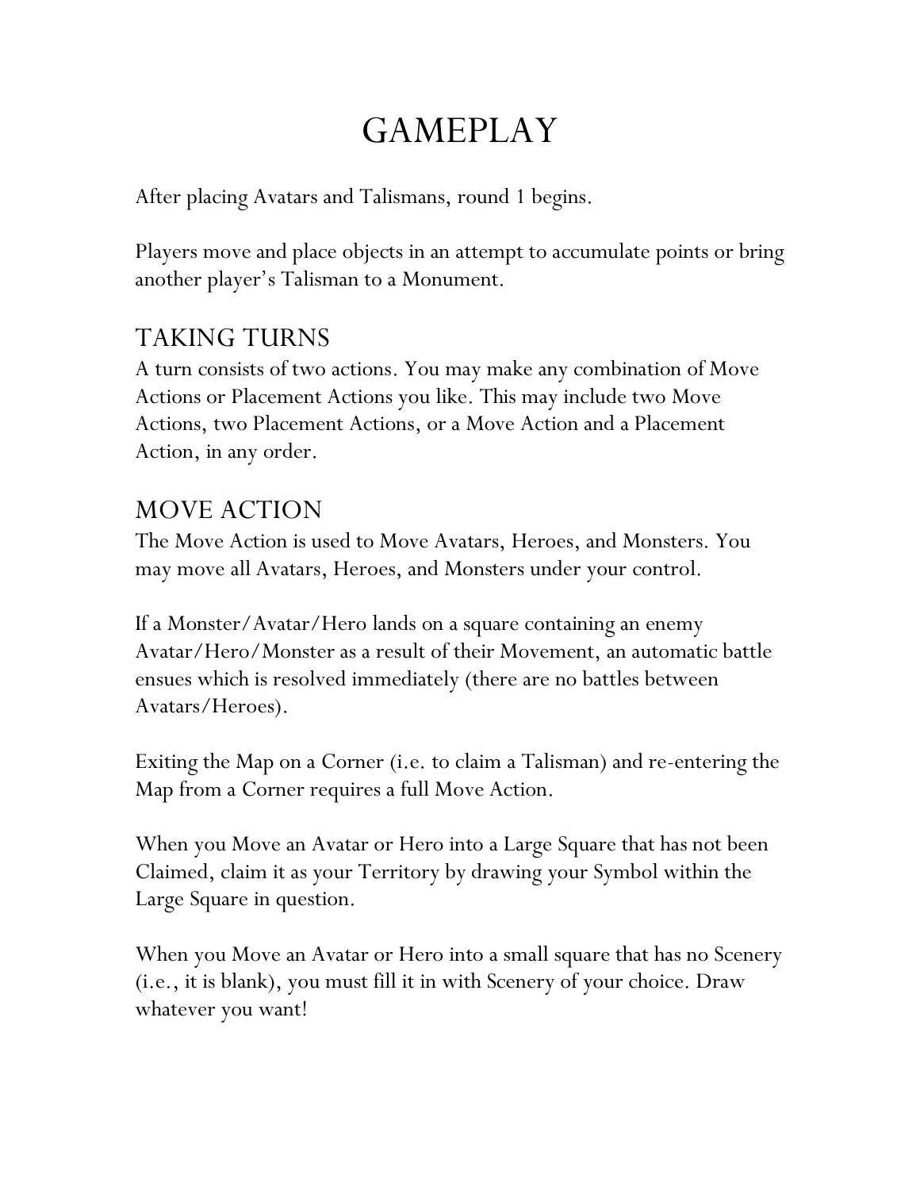# GAMEPLAY

After placing Avatars and Talismans, round 1 begins.

Players move and place objects in an attempt to accumulate points or bring another player's Talisman to a Monument.

## TAKING TURNS

A turn consists of two actions. You may make any combination of Move Actions or Placement Actions you like. This may include two Move Actions, two Placement Actions, or a Move Action and a Placement Action, in any order.

## MOVE ACTION

The Move Action is used to Move Avatars, Heroes, and Monsters. You may move all Avatars, Heroes, and Monsters under your control.

If a Monster/Avatar/Hero lands on a square containing an enemy Avatar/Hero/Monster as a result of their Movement, an automatic battle ensues which is resolved immediately (there are no battles between Avatars/Heroes).

Exiting the Map on a Corner (i.e. to claim a Talisman) and re-entering the Map from a Corner requires a full Move Action.

When you Move an Avatar or Hero into a Large Square that has not been Claimed, claim it as your Territory by drawing your Symbol within the Large Square in question.

When you Move an Avatar or Hero into a small square that has no Scenery (i.e., it is blank), you must fill it in with Scenery of your choice. Draw whatever you want!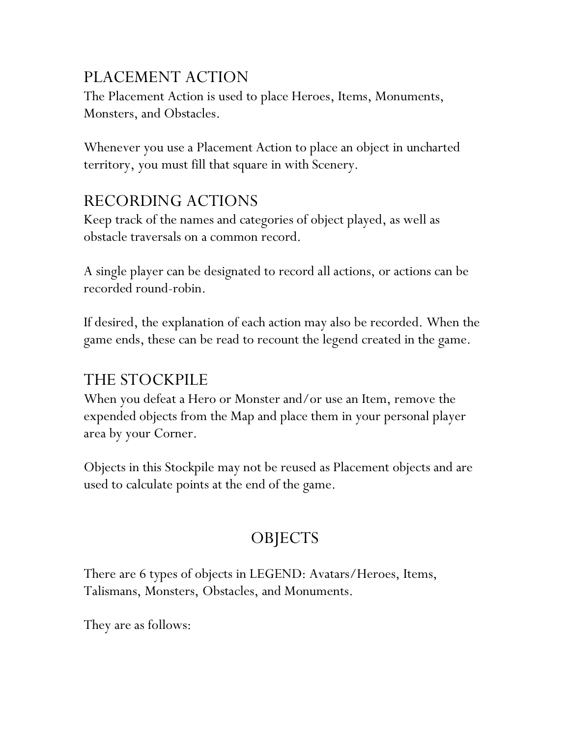## PLACEMENT ACTION

The Placement Action is used to place Heroes, Items, Monuments, Monsters, and Obstacles.

Whenever you use a Placement Action to place an object in uncharted territory, you must fill that square in with Scenery.

## RECORDING ACTIONS

Keep track of the names and categories of object played, as well as obstacle traversals on a common record.

A single player can be designated to record all actions, or actions can be recorded round-robin.

If desired, the explanation of each action may also be recorded. When the game ends, these can be read to recount the legend created in the game.

## THE STOCKPILE

When you defeat a Hero or Monster and/or use an Item, remove the expended objects from the Map and place them in your personal player area by your Corner.

Objects in this Stockpile may not be reused as Placement objects and are used to calculate points at the end of the game.

# OBJECTS

There are 6 types of objects in LEGEND: Avatars/Heroes, Items, Talismans, Monsters, Obstacles, and Monuments.

They are as follows: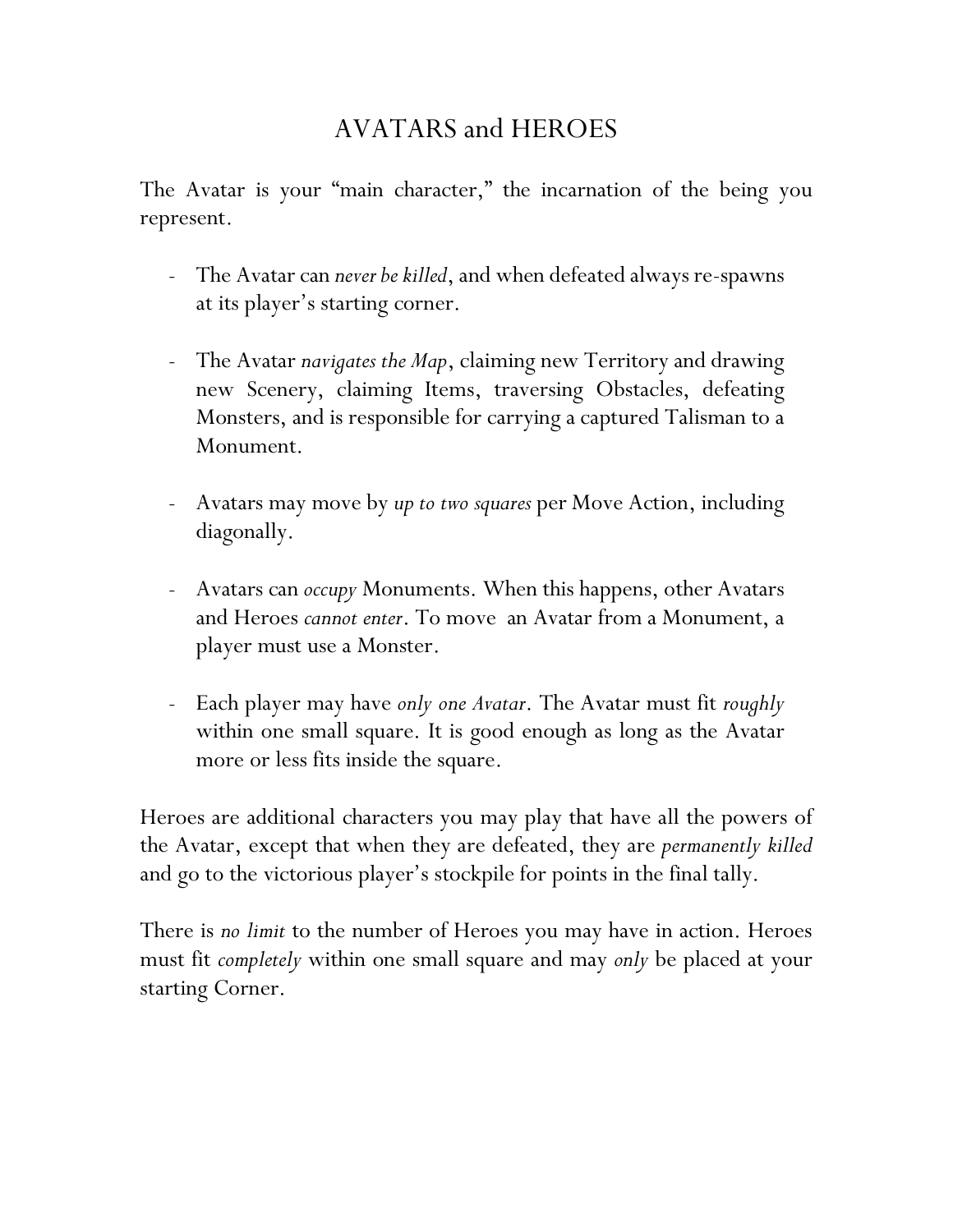# AVATARS and HEROES

The Avatar is your "main character," the incarnation of the being you represent.

- The Avatar can *never be killed*, and when defeated always re-spawns at its player's starting corner.

- The Avatar *navigates the Map*, claiming new Territory and drawing new Scenery, claiming Items, traversing Obstacles, defeating Monsters, and is responsible for carrying a captured Talisman to a Monument.

- Avatars may move by *up to two squares* per Move Action, including diagonally.

- Avatars can *occupy* Monuments. When this happens, other Avatars and Heroes *cannot enter*. To move an Avatar from a Monument, a player must use a Monster.

- Each player may have *only one Avatar*. The Avatar must fit *roughly* within one small square. It is good enough as long as the Avatar more or less fits inside the square.

Heroes are additional characters you may play that have all the powers of the Avatar, except that when they are defeated, they are *permanently killed* and go to the victorious player's stockpile for points in the final tally.

There is *no limit* to the number of Heroes you may have in action. Heroes must fit *completely* within one small square and may *only* be placed at your starting Corner.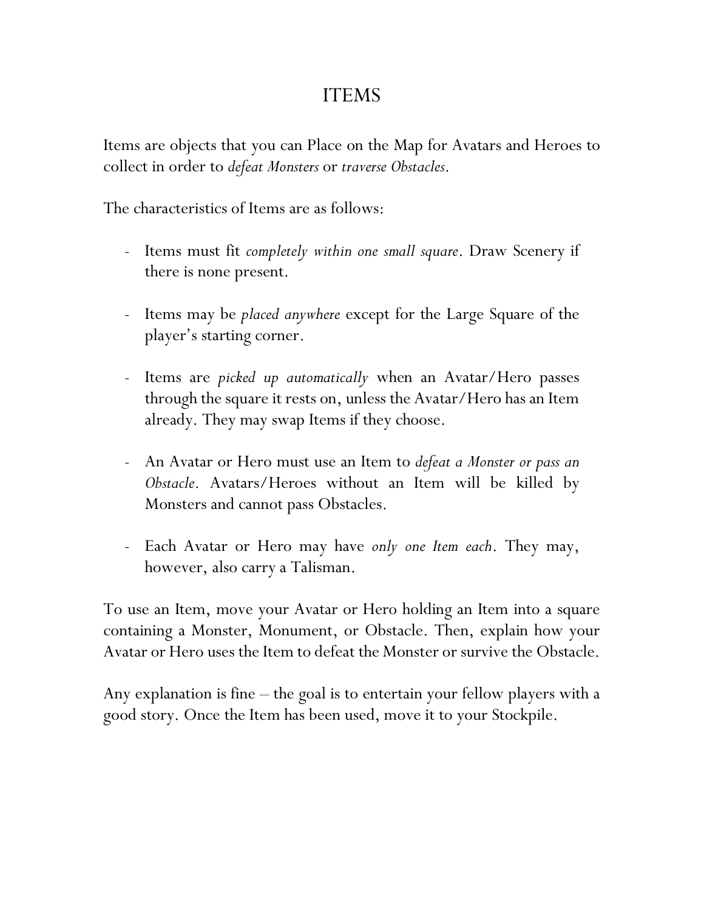# ITEMS

Items are objects that you can Place on the Map for Avatars and Heroes to collect in order to *defeat Monsters* or *traverse Obstacles*.

The characteristics of Items are as follows:

- Items must fit *completely within one small square*. Draw Scenery if there is none present.
- Items may be *placed anywhere* except for the Large Square of the player's starting corner.
- Items are *picked up automatically* when an Avatar/Hero passes through the square it rests on, unless the Avatar/Hero has an Item already. They may swap Items if they choose.
- An Avatar or Hero must use an Item to *defeat a Monster or pass an Obstacle*. Avatars/Heroes without an Item will be killed by Monsters and cannot pass Obstacles.
- Each Avatar or Hero may have *only one Item each*. They may, however, also carry a Talisman.

To use an Item, move your Avatar or Hero holding an Item into a square containing a Monster, Monument, or Obstacle. Then, explain how your Avatar or Hero uses the Item to defeat the Monster or survive the Obstacle.

Any explanation is fine – the goal is to entertain your fellow players with a good story. Once the Item has been used, move it to your Stockpile.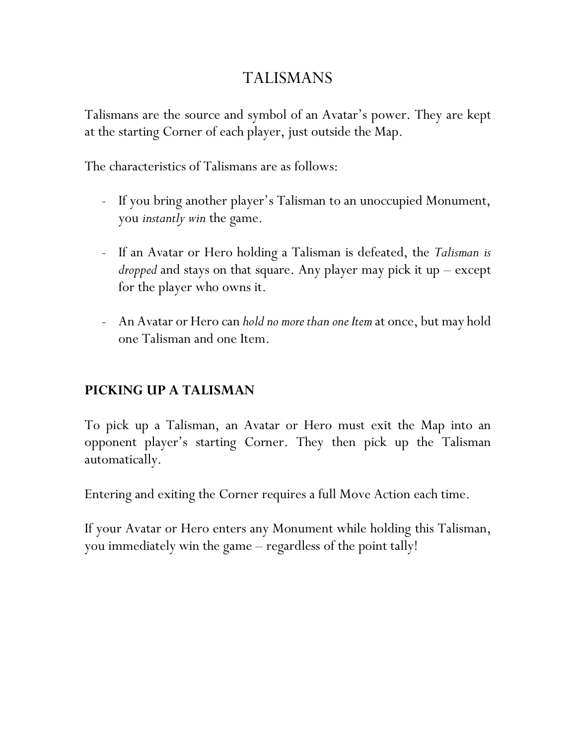# TALISMANS

Talismans are the source and symbol of an Avatar's power. They are kept at the starting Corner of each player, just outside the Map.

The characteristics of Talismans are as follows:

- If you bring another player's Talisman to an unoccupied Monument, you *instantly win* the game.

- If an Avatar or Hero holding a Talisman is defeated, the *Talisman is dropped* and stays on that square. Any player may pick it up – except for the player who owns it.

- An Avatar or Hero can *hold no more than one Item* at once, but may hold one Talisman and one Item.

## PICKING UP A TALISMAN

To pick up a Talisman, an Avatar or Hero must exit the Map into an opponent player's starting Corner. They then pick up the Talisman automatically.

Entering and exiting the Corner requires a full Move Action each time.

If your Avatar or Hero enters any Monument while holding this Talisman, you immediately win the game – regardless of the point tally!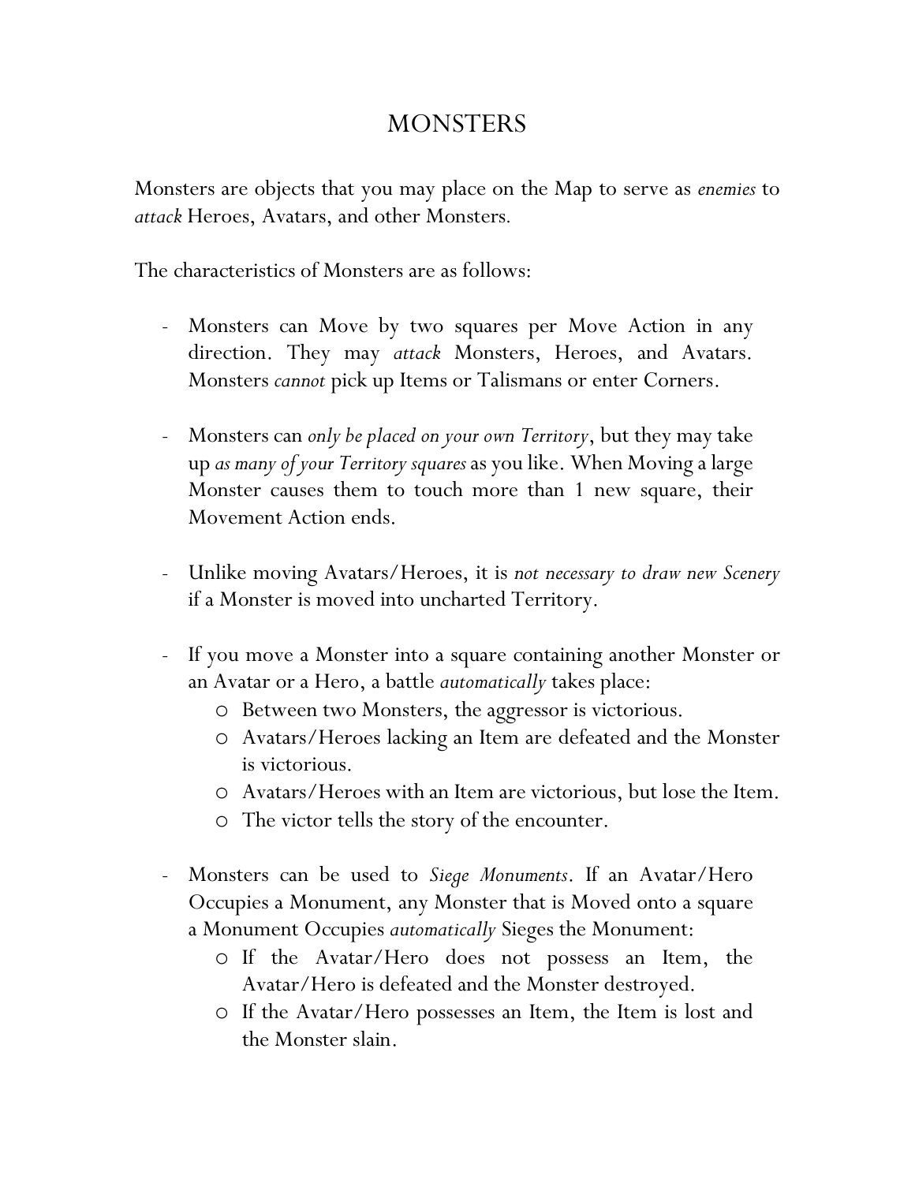# MONSTERS

Monsters are objects that you may place on the Map to serve as *enemies* to *attack* Heroes, Avatars, and other Monsters.

The characteristics of Monsters are as follows:

- Monsters can Move by two squares per Move Action in any direction. They may *attack* Monsters, Heroes, and Avatars. Monsters *cannot* pick up Items or Talismans or enter Corners.

- Monsters can *only be placed on your own Territory*, but they may take up *as many of your Territory squares* as you like. When Moving a large Monster causes them to touch more than 1 new square, their Movement Action ends.

- Unlike moving Avatars/Heroes, it is *not necessary to draw new Scenery* if a Monster is moved into uncharted Territory.

- If you move a Monster into a square containing another Monster or an Avatar or a Hero, a battle *automatically* takes place:
  - Between two Monsters, the aggressor is victorious.
  - Avatars/Heroes lacking an Item are defeated and the Monster is victorious.
  - Avatars/Heroes with an Item are victorious, but lose the Item.
  - The victor tells the story of the encounter.

- Monsters can be used to *Siege Monuments*. If an Avatar/Hero Occupies a Monument, any Monster that is Moved onto a square a Monument Occupies *automatically* Sieges the Monument:
  - If the Avatar/Hero does not possess an Item, the Avatar/Hero is defeated and the Monster destroyed.
  - If the Avatar/Hero possesses an Item, the Item is lost and the Monster slain.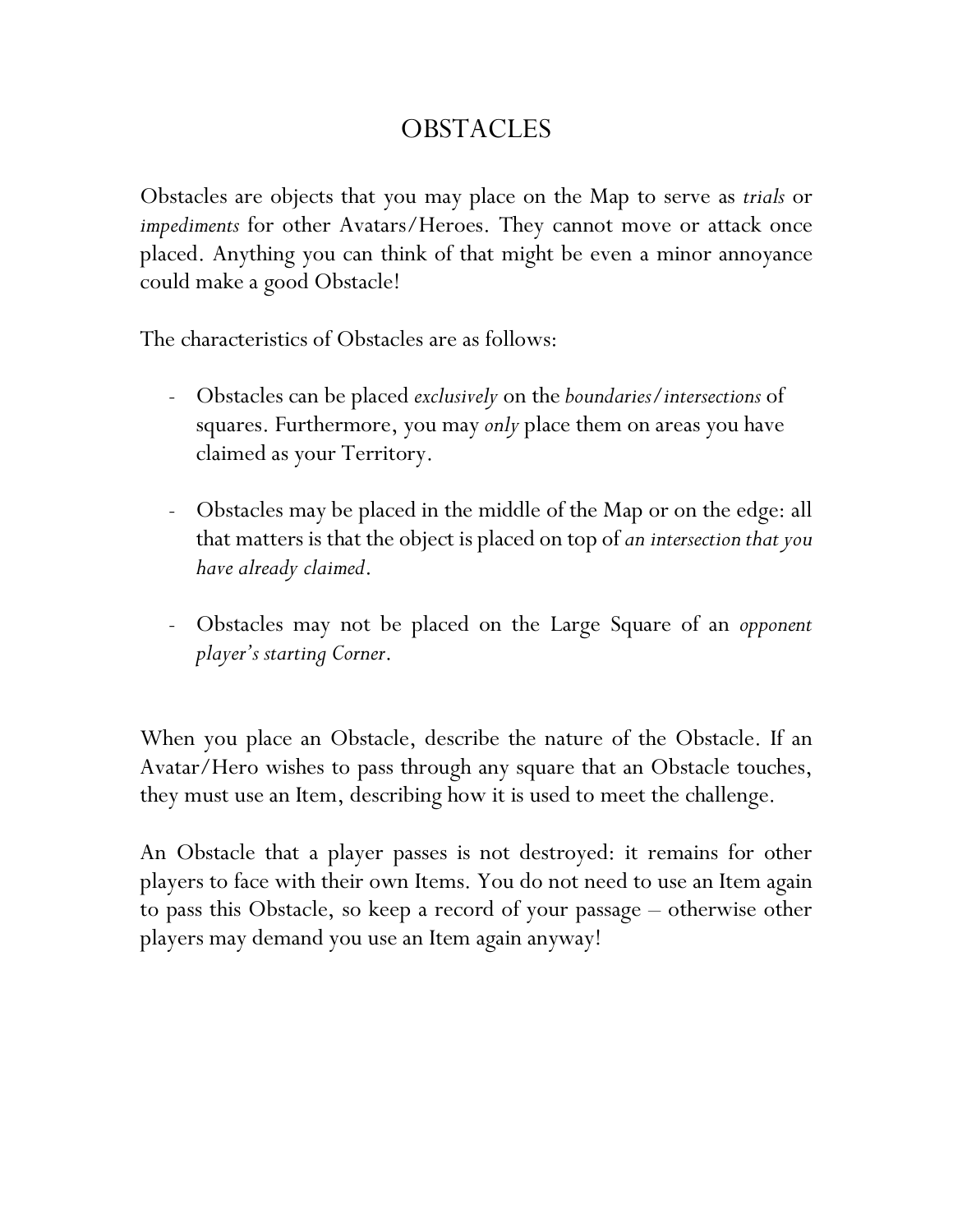# OBSTACLES

Obstacles are objects that you may place on the Map to serve as *trials* or *impediments* for other Avatars/Heroes. They cannot move or attack once placed. Anything you can think of that might be even a minor annoyance could make a good Obstacle!

The characteristics of Obstacles are as follows:

- Obstacles can be placed *exclusively* on the *boundaries/intersections* of squares. Furthermore, you may *only* place them on areas you have claimed as your Territory.

- Obstacles may be placed in the middle of the Map or on the edge: all that matters is that the object is placed on top of *an intersection that you have already claimed*.

- Obstacles may not be placed on the Large Square of an *opponent player's starting Corner*.

When you place an Obstacle, describe the nature of the Obstacle. If an Avatar/Hero wishes to pass through any square that an Obstacle touches, they must use an Item, describing how it is used to meet the challenge.

An Obstacle that a player passes is not destroyed: it remains for other players to face with their own Items. You do not need to use an Item again to pass this Obstacle, so keep a record of your passage – otherwise other players may demand you use an Item again anyway!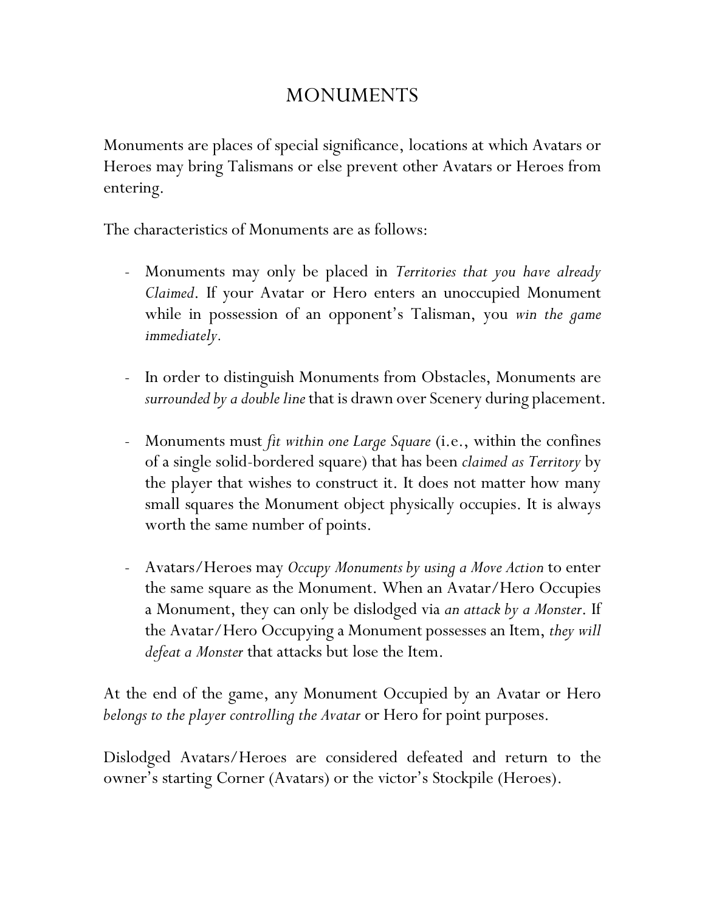# MONUMENTS

Monuments are places of special significance, locations at which Avatars or Heroes may bring Talismans or else prevent other Avatars or Heroes from entering.

The characteristics of Monuments are as follows:

- Monuments may only be placed in *Territories that you have already Claimed*. If your Avatar or Hero enters an unoccupied Monument while in possession of an opponent's Talisman, you *win the game immediately*.

- In order to distinguish Monuments from Obstacles, Monuments are *surrounded by a double line* that is drawn over Scenery during placement.

- Monuments must *fit within one Large Square* (i.e., within the confines of a single solid-bordered square) that has been *claimed as Territory* by the player that wishes to construct it. It does not matter how many small squares the Monument object physically occupies. It is always worth the same number of points.

- Avatars/Heroes may *Occupy Monuments by using a Move Action* to enter the same square as the Monument. When an Avatar/Hero Occupies a Monument, they can only be dislodged via *an attack by a Monster*. If the Avatar/Hero Occupying a Monument possesses an Item, *they will defeat a Monster* that attacks but lose the Item.

At the end of the game, any Monument Occupied by an Avatar or Hero *belongs to the player controlling the Avatar* or Hero for point purposes.

Dislodged Avatars/Heroes are considered defeated and return to the owner's starting Corner (Avatars) or the victor's Stockpile (Heroes).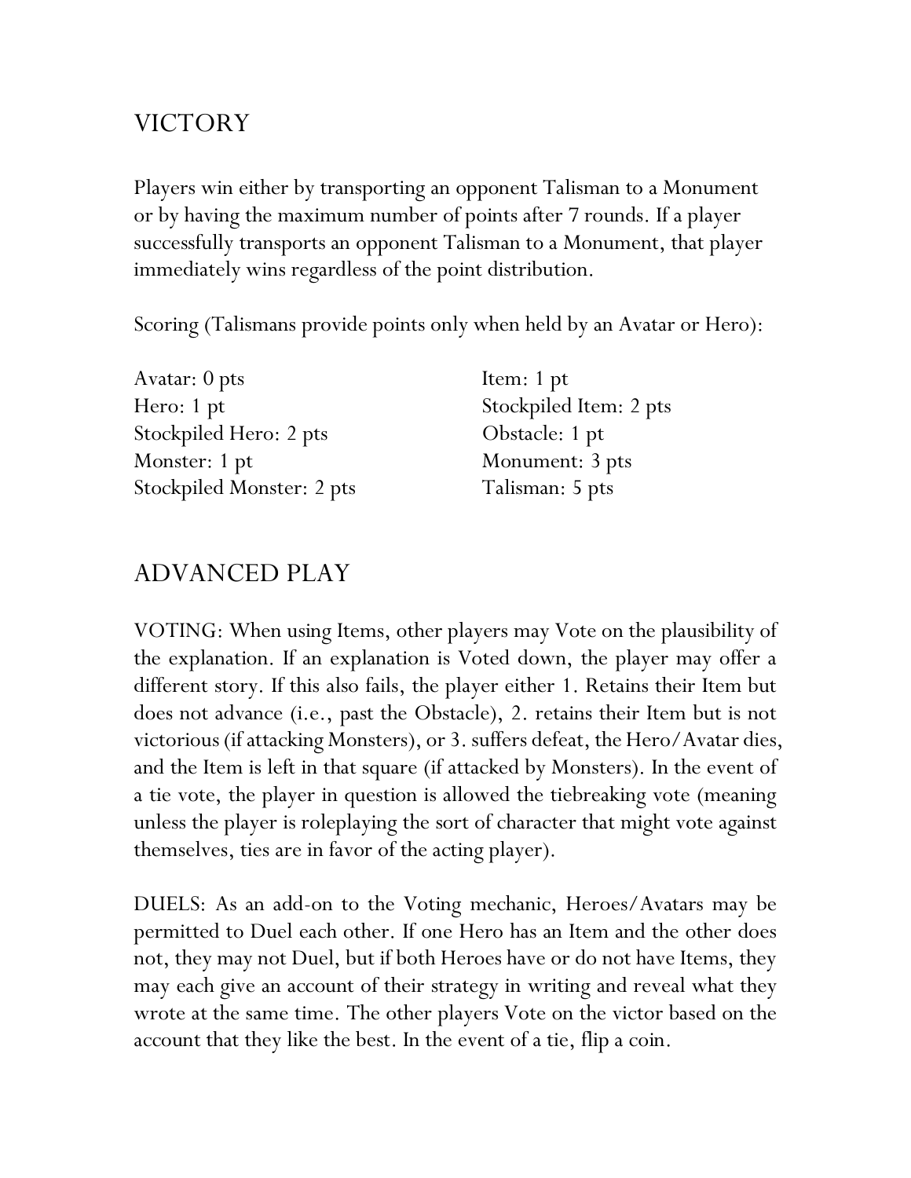## VICTORY

Players win either by transporting an opponent Talisman to a Monument or by having the maximum number of points after 7 rounds. If a player successfully transports an opponent Talisman to a Monument, that player immediately wins regardless of the point distribution.

Scoring (Talismans provide points only when held by an Avatar or Hero):

Avatar: 0 pts
Hero: 1 pt
Stockpiled Hero: 2 pts
Monster: 1 pt
Stockpiled Monster: 2 pts
Item: 1 pt
Stockpiled Item: 2 pts
Obstacle: 1 pt
Monument: 3 pts
Talisman: 5 pts

## ADVANCED PLAY

VOTING: When using Items, other players may Vote on the plausibility of the explanation. If an explanation is Voted down, the player may offer a different story. If this also fails, the player either 1. Retains their Item but does not advance (i.e., past the Obstacle), 2. retains their Item but is not victorious (if attacking Monsters), or 3. suffers defeat, the Hero/Avatar dies, and the Item is left in that square (if attacked by Monsters). In the event of a tie vote, the player in question is allowed the tiebreaking vote (meaning unless the player is roleplaying the sort of character that might vote against themselves, ties are in favor of the acting player).

DUELS: As an add-on to the Voting mechanic, Heroes/Avatars may be permitted to Duel each other. If one Hero has an Item and the other does not, they may not Duel, but if both Heroes have or do not have Items, they may each give an account of their strategy in writing and reveal what they wrote at the same time. The other players Vote on the victor based on the account that they like the best. In the event of a tie, flip a coin.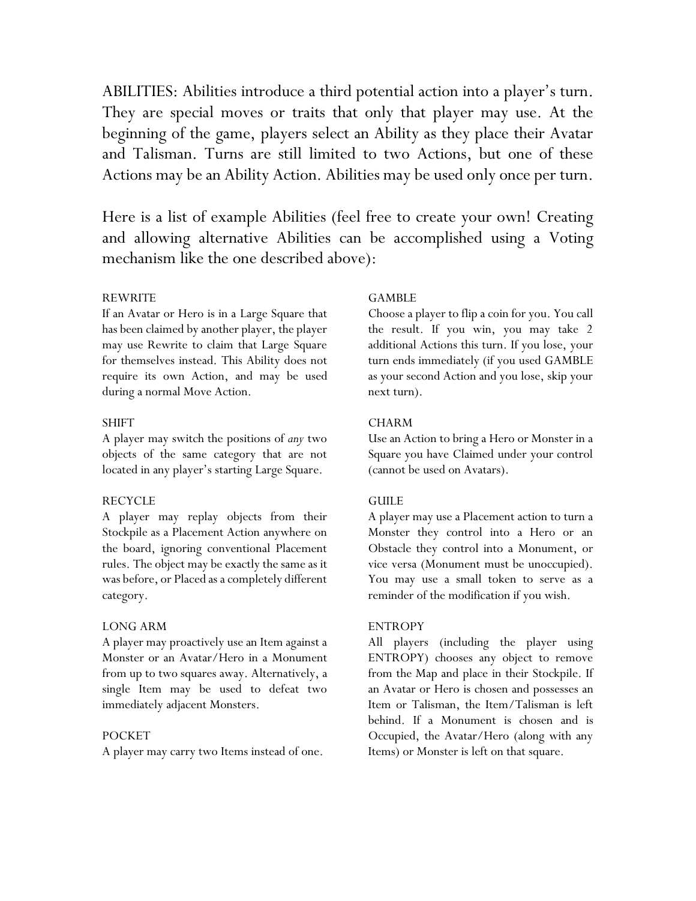ABILITIES: Abilities introduce a third potential action into a player's turn. They are special moves or traits that only that player may use. At the beginning of the game, players select an Ability as they place their Avatar and Talisman. Turns are still limited to two Actions, but one of these Actions may be an Ability Action. Abilities may be used only once per turn.

Here is a list of example Abilities (feel free to create your own! Creating and allowing alternative Abilities can be accomplished using a Voting mechanism like the one described above):

REWRITE
If an Avatar or Hero is in a Large Square that has been claimed by another player, the player may use Rewrite to claim that Large Square for themselves instead. This Ability does not require its own Action, and may be used during a normal Move Action.

SHIFT
A player may switch the positions of *any* two objects of the same category that are not located in any player's starting Large Square.

RECYCLE
A player may replay objects from their Stockpile as a Placement Action anywhere on the board, ignoring conventional Placement rules. The object may be exactly the same as it was before, or Placed as a completely different category.

LONG ARM
A player may proactively use an Item against a Monster or an Avatar/Hero in a Monument from up to two squares away. Alternatively, a single Item may be used to defeat two immediately adjacent Monsters.

POCKET
A player may carry two Items instead of one.

GAMBLE
Choose a player to flip a coin for you. You call the result. If you win, you may take 2 additional Actions this turn. If you lose, your turn ends immediately (if you used GAMBLE as your second Action and you lose, skip your next turn).

CHARM
Use an Action to bring a Hero or Monster in a Square you have Claimed under your control (cannot be used on Avatars).

GUILE
A player may use a Placement action to turn a Monster they control into a Hero or an Obstacle they control into a Monument, or vice versa (Monument must be unoccupied). You may use a small token to serve as a reminder of the modification if you wish.

ENTROPY
All players (including the player using ENTROPY) chooses any object to remove from the Map and place in their Stockpile. If an Avatar or Hero is chosen and possesses an Item or Talisman, the Item/Talisman is left behind. If a Monument is chosen and is Occupied, the Avatar/Hero (along with any Items) or Monster is left on that square.